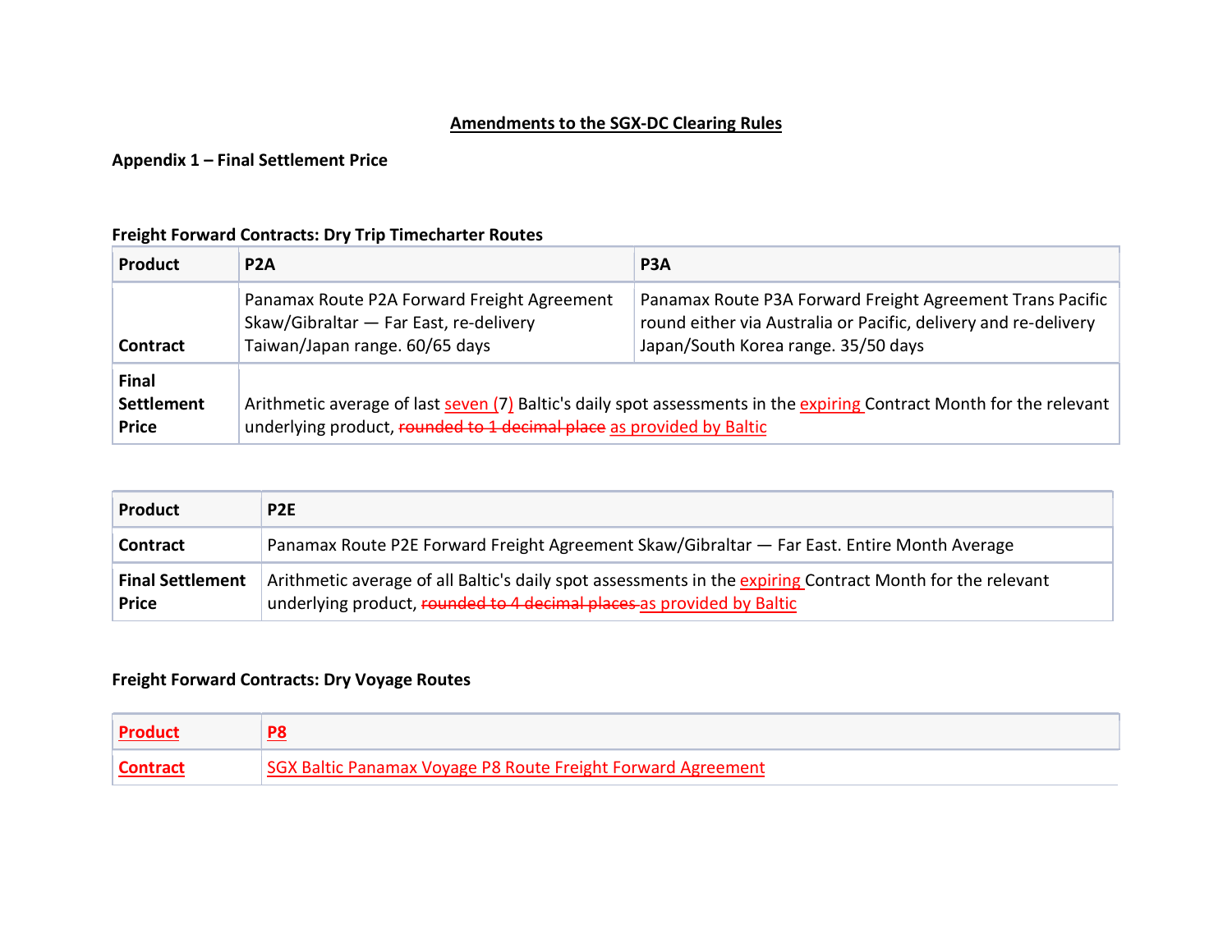## Amendments to the SGX-DC Clearing Rules

**Appendix 1 – Final Settlement Price**

**Freight Forward Contracts: Dry Trip Timecharter Routes**

| Product | P2A | P3A |
|---|---|---|
| Contract | Panamax Route P2A Forward Freight Agreement Skaw/Gibraltar — Far East, re-delivery Taiwan/Japan range. 60/65 days | Panamax Route P3A Forward Freight Agreement Trans Pacific round either via Australia or Pacific, delivery and re-delivery Japan/South Korea range. 35/50 days |
| Final Settlement Price | Arithmetic average of last seven (7) Baltic's daily spot assessments in the expiring Contract Month for the relevant underlying product, ~~rounded to 1 decimal place~~ as provided by Baltic | |

| Product | P2E |
|---|---|
| Contract | Panamax Route P2E Forward Freight Agreement Skaw/Gibraltar — Far East. Entire Month Average |
| Final Settlement Price | Arithmetic average of all Baltic's daily spot assessments in the expiring Contract Month for the relevant underlying product, ~~rounded to 4 decimal places~~ as provided by Baltic |

**Freight Forward Contracts: Dry Voyage Routes**

| Product | P8 |
|---|---|
| Contract | SGX Baltic Panamax Voyage P8 Route Freight Forward Agreement |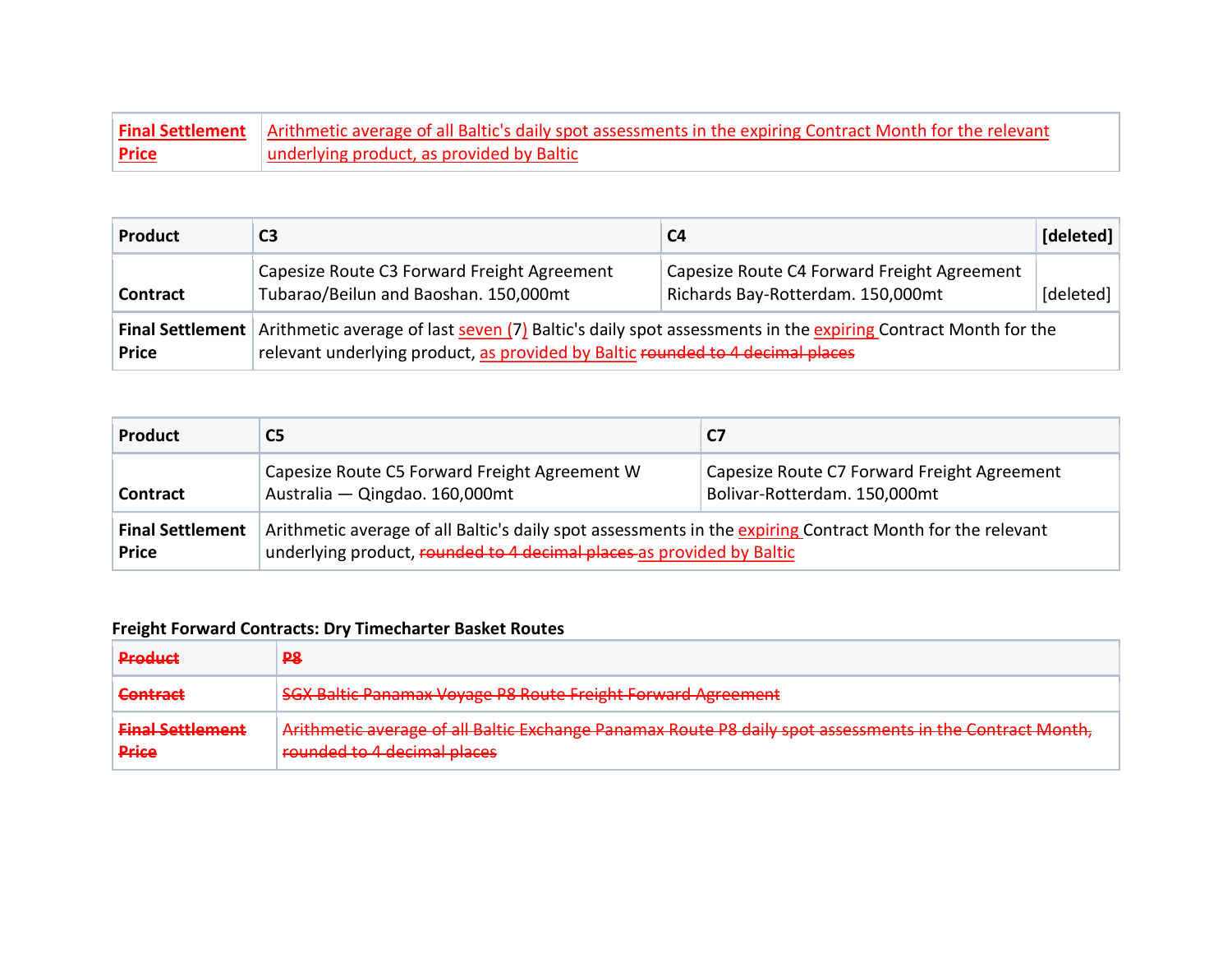| Final Settlement Price | Arithmetic average of all Baltic's daily spot assessments in the expiring Contract Month for the relevant underlying product, as provided by Baltic |
|---|---|

| Product | C3 | C4 | [deleted] |
|---|---|---|---|
| Contract | Capesize Route C3 Forward Freight Agreement Tubarao/Beilun and Baoshan. 150,000mt | Capesize Route C4 Forward Freight Agreement Richards Bay-Rotterdam. 150,000mt | [deleted] |
| Final Settlement Price | Arithmetic average of last seven (7) Baltic's daily spot assessments in the expiring Contract Month for the relevant underlying product, as provided by Baltic ~~rounded to 4 decimal places~~ | | |

| Product | C5 | C7 |
|---|---|---|
| Contract | Capesize Route C5 Forward Freight Agreement W Australia — Qingdao. 160,000mt | Capesize Route C7 Forward Freight Agreement Bolivar-Rotterdam. 150,000mt |
| Final Settlement Price | Arithmetic average of all Baltic's daily spot assessments in the expiring Contract Month for the relevant underlying product, ~~rounded to 4 decimal places~~ as provided by Baltic | |

**Freight Forward Contracts: Dry Timecharter Basket Routes**

| ~~Product~~ | ~~P8~~ |
|---|---|
| ~~Contract~~ | ~~SGX Baltic Panamax Voyage P8 Route Freight Forward Agreement~~ |
| ~~Final Settlement Price~~ | ~~Arithmetic average of all Baltic Exchange Panamax Route P8 daily spot assessments in the Contract Month, rounded to 4 decimal places~~ |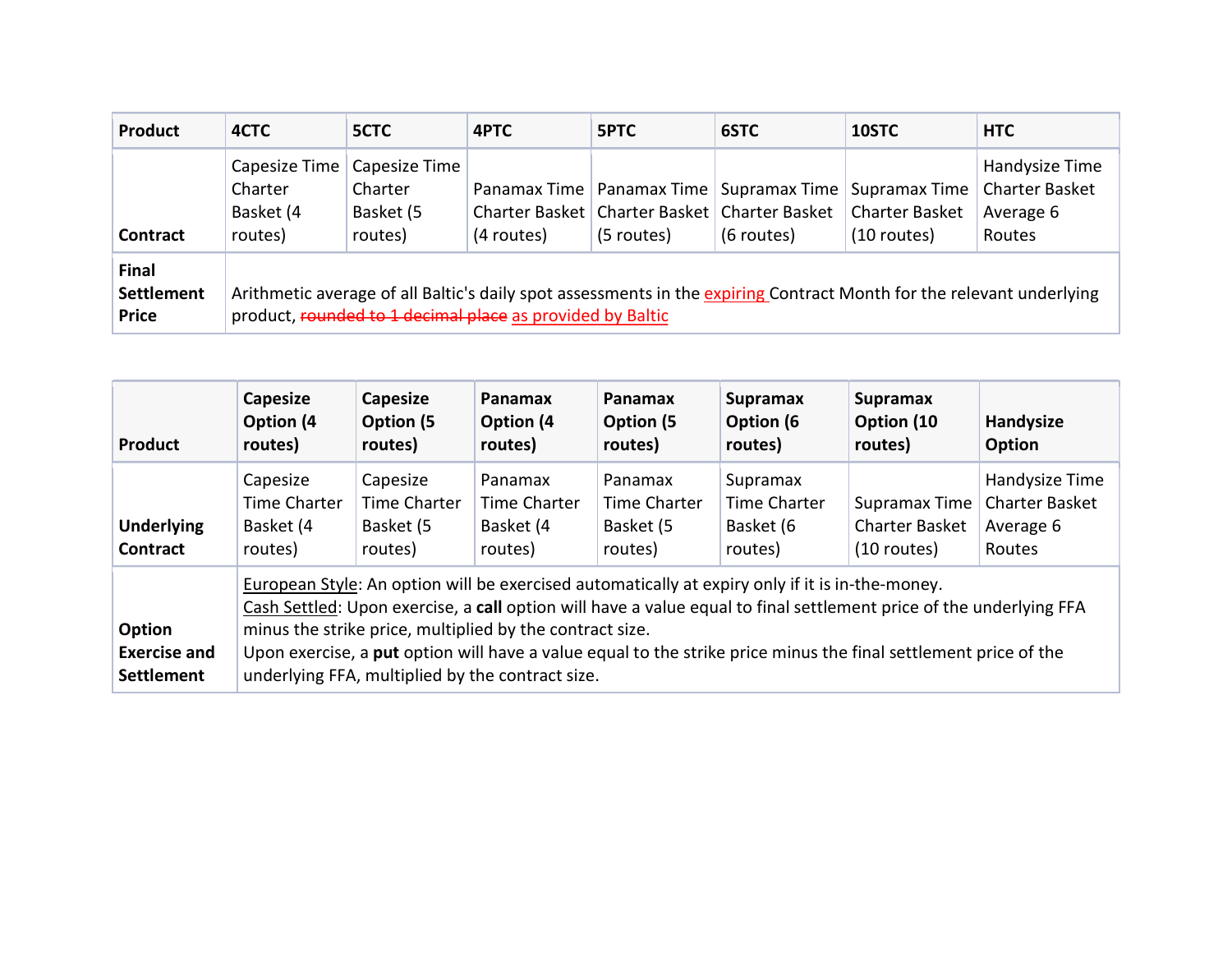| Product | 4CTC | 5CTC | 4PTC | 5PTC | 6STC | 10STC | HTC |
|---|---|---|---|---|---|---|---|
| Contract | Capesize Time Charter Basket (4 routes) | Capesize Time Charter Basket (5 routes) | Panamax Time Charter Basket (4 routes) | Panamax Time Charter Basket (5 routes) | Supramax Time Charter Basket (6 routes) | Supramax Time Charter Basket (10 routes) | Handysize Time Charter Basket Average 6 Routes |
| Final Settlement Price | Arithmetic average of all Baltic's daily spot assessments in the expiring Contract Month for the relevant underlying product, ~~rounded to 1 decimal place~~ as provided by Baltic | | | | | | |

| Product | Capesize Option (4 routes) | Capesize Option (5 routes) | Panamax Option (4 routes) | Panamax Option (5 routes) | Supramax Option (6 routes) | Supramax Option (10 routes) | Handysize Option |
|---|---|---|---|---|---|---|---|
| Underlying Contract | Capesize Time Charter Basket (4 routes) | Capesize Time Charter Basket (5 routes) | Panamax Time Charter Basket (4 routes) | Panamax Time Charter Basket (5 routes) | Supramax Time Charter Basket (6 routes) | Supramax Time Charter Basket (10 routes) | Handysize Time Charter Basket Average 6 Routes |
| Option Exercise and Settlement | European Style: An option will be exercised automatically at expiry only if it is in-the-money. Cash Settled: Upon exercise, a **call** option will have a value equal to final settlement price of the underlying FFA minus the strike price, multiplied by the contract size. Upon exercise, a **put** option will have a value equal to the strike price minus the final settlement price of the underlying FFA, multiplied by the contract size. | | | | | | |